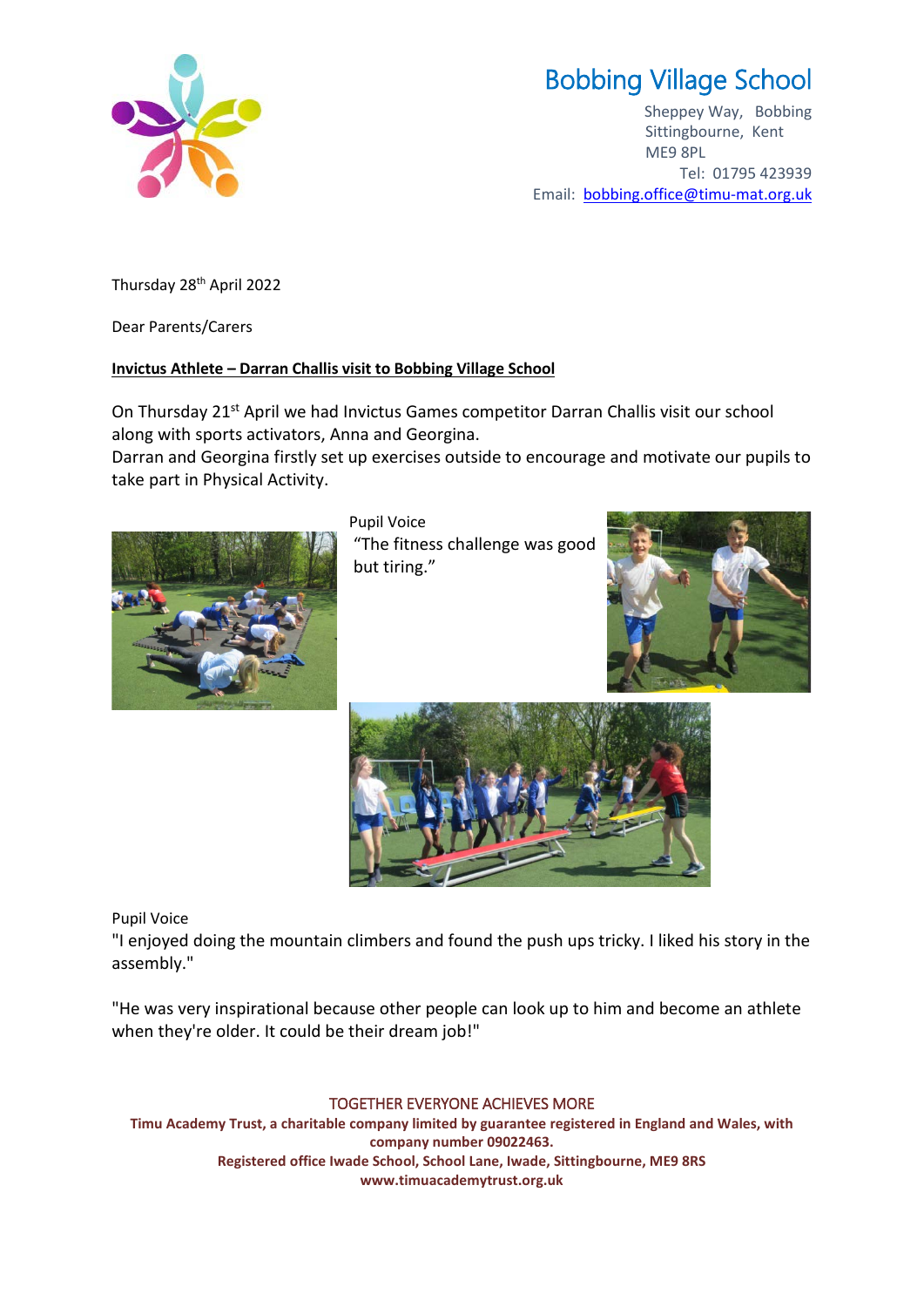# Bobbing Village School

Sheppey Way, Bobbing
Sittingbourne, Kent
ME9 8PL
Tel: 01795 423939
Email: bobbing.office@timu-mat.org.uk

Thursday 28th April 2022

Dear Parents/Carers

**Invictus Athlete – Darran Challis visit to Bobbing Village School**

On Thursday 21st April we had Invictus Games competitor Darran Challis visit our school along with sports activators, Anna and Georgina.
Darran and Georgina firstly set up exercises outside to encourage and motivate our pupils to take part in Physical Activity.

Pupil Voice
"The fitness challenge was good but tiring."

Pupil Voice
"I enjoyed doing the mountain climbers and found the push ups tricky. I liked his story in the assembly."

"He was very inspirational because other people can look up to him and become an athlete when they're older. It could be their dream job!"

TOGETHER EVERYONE ACHIEVES MORE
**Timu Academy Trust, a charitable company limited by guarantee registered in England and Wales, with company number 09022463.**
**Registered office Iwade School, School Lane, Iwade, Sittingbourne, ME9 8RS**
**www.timuacademytrust.org.uk**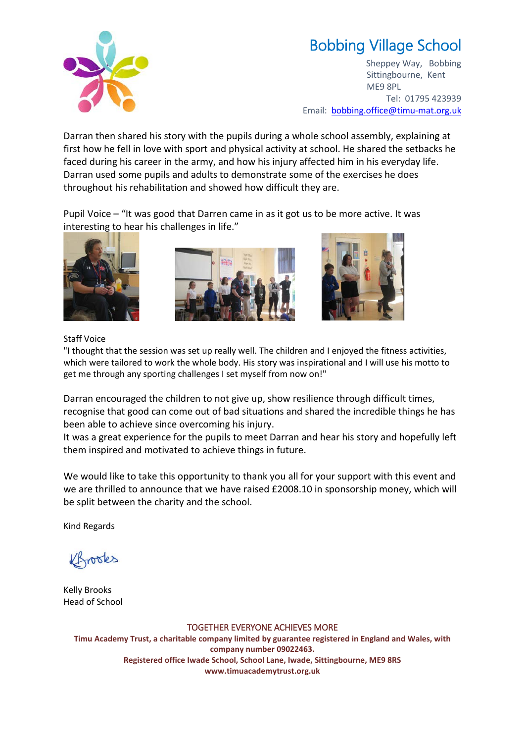# Bobbing Village School

Sheppey Way, Bobbing
Sittingbourne, Kent
ME9 8PL
Tel: 01795 423939
Email: bobbing.office@timu-mat.org.uk

Darran then shared his story with the pupils during a whole school assembly, explaining at first how he fell in love with sport and physical activity at school. He shared the setbacks he faced during his career in the army, and how his injury affected him in his everyday life. Darran used some pupils and adults to demonstrate some of the exercises he does throughout his rehabilitation and showed how difficult they are.

Pupil Voice – "It was good that Darren came in as it got us to be more active. It was interesting to hear his challenges in life."

Staff Voice
"I thought that the session was set up really well. The children and I enjoyed the fitness activities, which were tailored to work the whole body. His story was inspirational and I will use his motto to get me through any sporting challenges I set myself from now on!"

Darran encouraged the children to not give up, show resilience through difficult times, recognise that good can come out of bad situations and shared the incredible things he has been able to achieve since overcoming his injury.
It was a great experience for the pupils to meet Darran and hear his story and hopefully left them inspired and motivated to achieve things in future.

We would like to take this opportunity to thank you all for your support with this event and we are thrilled to announce that we have raised £2008.10 in sponsorship money, which will be split between the charity and the school.

Kind Regards

KBrooks

Kelly Brooks
Head of School

TOGETHER EVERYONE ACHIEVES MORE

**Timu Academy Trust, a charitable company limited by guarantee registered in England and Wales, with company number 09022463.**
**Registered office Iwade School, School Lane, Iwade, Sittingbourne, ME9 8RS**
**www.timuacademytrust.org.uk**